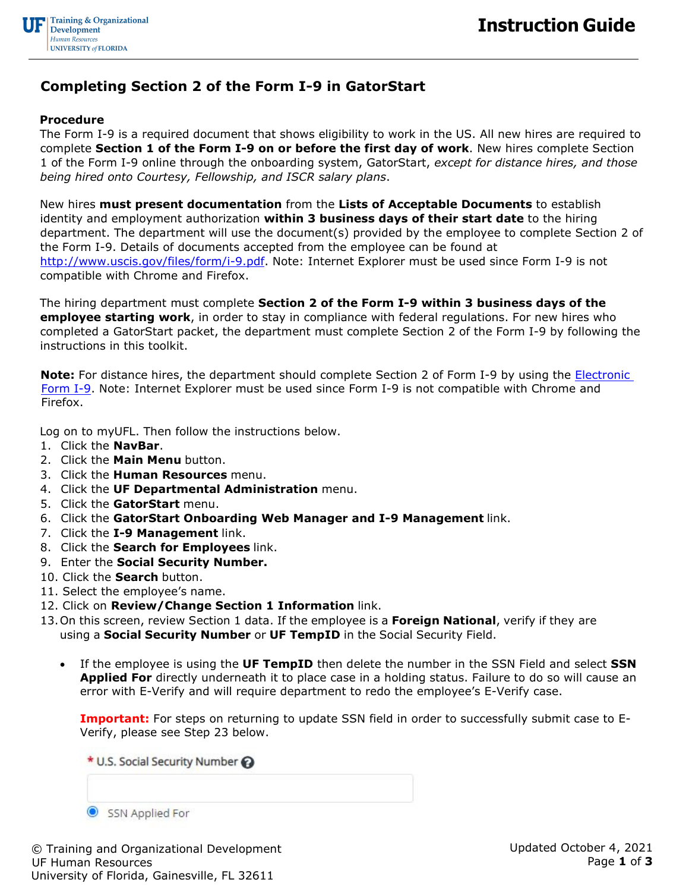# Completing Section 2 of the Form I-9 in GatorStart

## Procedure

The Form I-9 is a required document that shows eligibility to work in the US. All new hires are required to complete **Section 1 of the Form I-9 on or before the first day of work**. New hires complete Section 1 of the Form I-9 online through the onboarding system, GatorStart, *except for distance hires, and those being hired onto Courtesy, Fellowship, and ISCR salary plans*.

New hires **must present documentation** from the **Lists of Acceptable Documents** to establish identity and employment authorization **within 3 business days of their start date** to the hiring department. The department will use the document(s) provided by the employee to complete Section 2 of the Form I-9. Details of documents accepted from the employee can be found at http://www.uscis.gov/files/form/i-9.pdf. Note: Internet Explorer must be used since Form I-9 is not compatible with Chrome and Firefox.

The hiring department must complete **Section 2 of the Form I-9 within 3 business days of the employee starting work**, in order to stay in compliance with federal regulations. For new hires who completed a GatorStart packet, the department must complete Section 2 of the Form I-9 by following the instructions in this toolkit.

**Note:** For distance hires, the department should complete Section 2 of Form I-9 by using the Electronic Form I-9. Note: Internet Explorer must be used since Form I-9 is not compatible with Chrome and Firefox.

Log on to myUFL. Then follow the instructions below.

1. Click the **NavBar**.
2. Click the **Main Menu** button.
3. Click the **Human Resources** menu.
4. Click the **UF Departmental Administration** menu.
5. Click the **GatorStart** menu.
6. Click the **GatorStart Onboarding Web Manager and I-9 Management** link.
7. Click the **I-9 Management** link.
8. Click the **Search for Employees** link.
9. Enter the **Social Security Number.**
10. Click the **Search** button.
11. Select the employee's name.
12. Click on **Review/Change Section 1 Information** link.
13. On this screen, review Section 1 data. If the employee is a **Foreign National**, verify if they are using a **Social Security Number** or **UF TempID** in the Social Security Field.

    - If the employee is using the **UF TempID** then delete the number in the SSN Field and select **SSN Applied For** directly underneath it to place case in a holding status. Failure to do so will cause an error with E-Verify and will require department to redo the employee's E-Verify case.

      **Important:** For steps on returning to update SSN field in order to successfully submit case to E-Verify, please see Step 23 below.

      \* U.S. Social Security Number

      SSN Applied For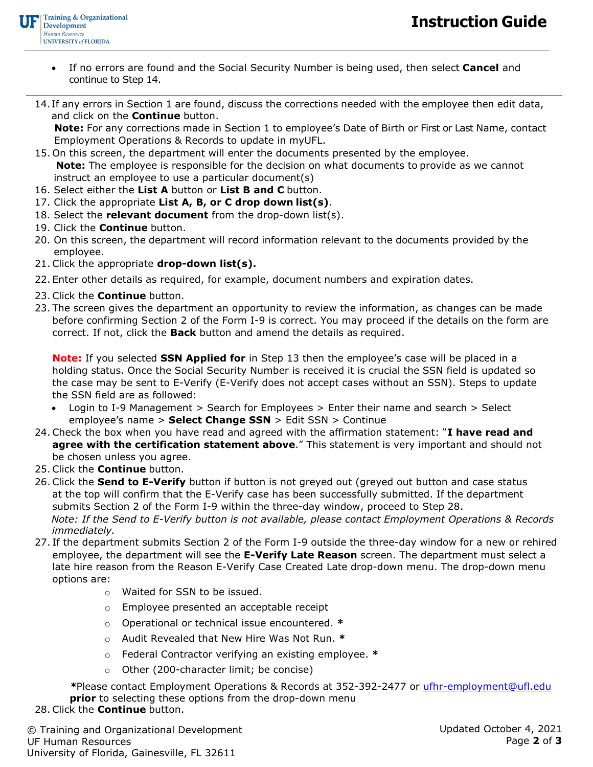- If no errors are found and the Social Security Number is being used, then select **Cancel** and continue to Step 14.

---

14. If any errors in Section 1 are found, discuss the corrections needed with the employee then edit data, and click on the **Continue** button.
    **Note:** For any corrections made in Section 1 to employee's Date of Birth or First or Last Name, contact Employment Operations & Records to update in myUFL.
15. On this screen, the department will enter the documents presented by the employee.
    **Note:** The employee is responsible for the decision on what documents to provide as we cannot instruct an employee to use a particular document(s)
16. Select either the **List A** button or **List B and C** button.
17. Click the appropriate **List A, B, or C drop down list(s)**.
18. Select the **relevant document** from the drop-down list(s).
19. Click the **Continue** button.
20. On this screen, the department will record information relevant to the documents provided by the employee.
21. Click the appropriate **drop-down list(s).**
22. Enter other details as required, for example, document numbers and expiration dates.
23. Click the **Continue** button.
23. The screen gives the department an opportunity to review the information, as changes can be made before confirming Section 2 of the Form I-9 is correct. You may proceed if the details on the form are correct. If not, click the **Back** button and amend the details as required.

    **Note:** If you selected **SSN Applied for** in Step 13 then the employee's case will be placed in a holding status. Once the Social Security Number is received it is crucial the SSN field is updated so the case may be sent to E-Verify (E-Verify does not accept cases without an SSN). Steps to update the SSN field are as followed:
    - Login to I-9 Management > Search for Employees > Enter their name and search > Select employee's name > **Select Change SSN** > Edit SSN > Continue
24. Check the box when you have read and agreed with the affirmation statement: "**I have read and agree with the certification statement above**." This statement is very important and should not be chosen unless you agree.
25. Click the **Continue** button.
26. Click the **Send to E-Verify** button if button is not greyed out (greyed out button and case status at the top will confirm that the E-Verify case has been successfully submitted. If the department submits Section 2 of the Form I-9 within the three-day window, proceed to Step 28.
    *Note: If the Send to E-Verify button is not available, please contact Employment Operations & Records immediately.*
27. If the department submits Section 2 of the Form I-9 outside the three-day window for a new or rehired employee, the department will see the **E-Verify Late Reason** screen. The department must select a late hire reason from the Reason E-Verify Case Created Late drop-down menu. The drop-down menu options are:
    - Waited for SSN to be issued.
    - Employee presented an acceptable receipt
    - Operational or technical issue encountered. *
    - Audit Revealed that New Hire Was Not Run. *
    - Federal Contractor verifying an existing employee. *
    - Other (200-character limit; be concise)

    *Please contact Employment Operations & Records at 352-392-2477 or ufhr-employment@ufl.edu **prior** to selecting these options from the drop-down menu
28. Click the **Continue** button.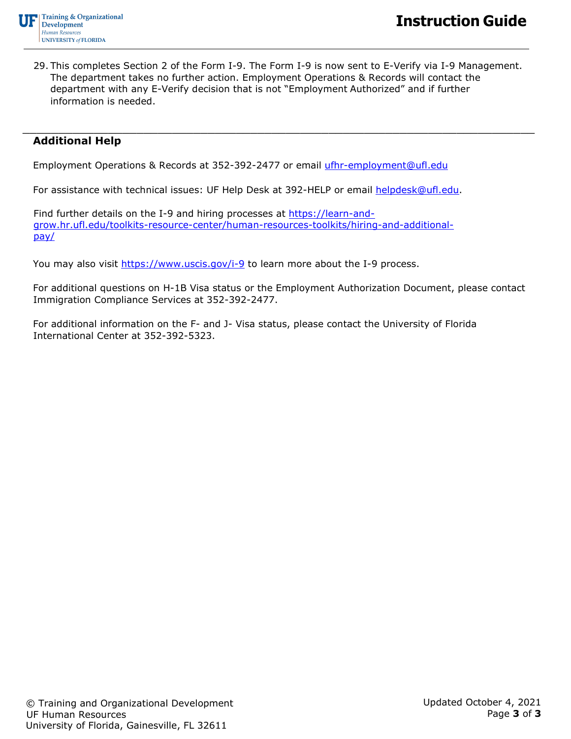29. This completes Section 2 of the Form I-9. The Form I-9 is now sent to E-Verify via I-9 Management. The department takes no further action. Employment Operations & Records will contact the department with any E-Verify decision that is not "Employment Authorized" and if further information is needed.

---

## Additional Help

Employment Operations & Records at 352-392-2477 or email ufhr-employment@ufl.edu

For assistance with technical issues: UF Help Desk at 392-HELP or email helpdesk@ufl.edu.

Find further details on the I-9 and hiring processes at https://learn-and-grow.hr.ufl.edu/toolkits-resource-center/human-resources-toolkits/hiring-and-additional-pay/

You may also visit https://www.uscis.gov/i-9 to learn more about the I-9 process.

For additional questions on H-1B Visa status or the Employment Authorization Document, please contact Immigration Compliance Services at 352-392-2477.

For additional information on the F- and J- Visa status, please contact the University of Florida International Center at 352-392-5323.